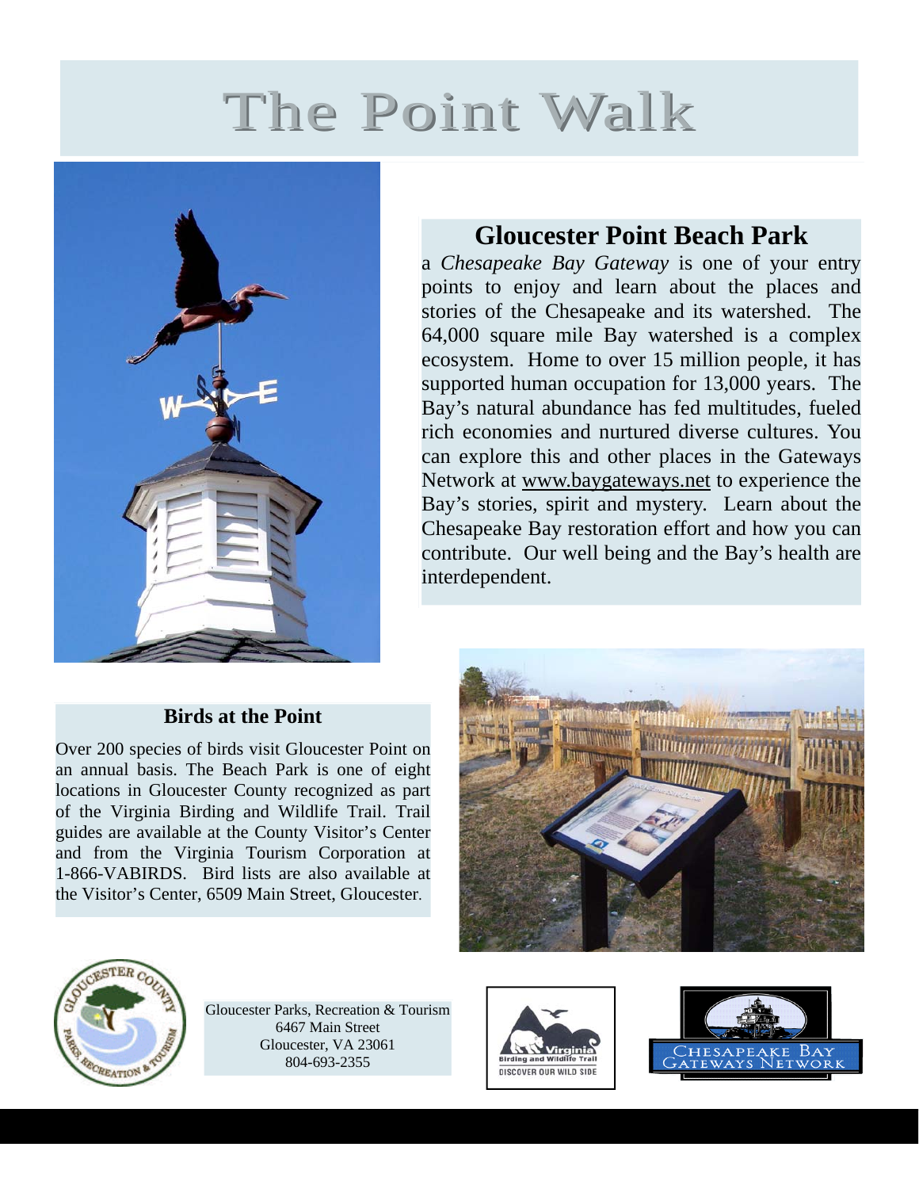# The Point Walk

## Gloucester Point Beach Park

a *Chesapeake Bay Gateway* is one of your entry points to enjoy and learn about the places and stories of the Chesapeake and its watershed. The 64,000 square mile Bay watershed is a complex ecosystem. Home to over 15 million people, it has supported human occupation for 13,000 years. The Bay's natural abundance has fed multitudes, fueled rich economies and nurtured diverse cultures. You can explore this and other places in the Gateways Network at www.baygateways.net to experience the Bay's stories, spirit and mystery. Learn about the Chesapeake Bay restoration effort and how you can contribute. Our well being and the Bay's health are interdependent.

### Birds at the Point

Over 200 species of birds visit Gloucester Point on an annual basis. The Beach Park is one of eight locations in Gloucester County recognized as part of the Virginia Birding and Wildlife Trail. Trail guides are available at the County Visitor's Center and from the Virginia Tourism Corporation at 1-866-VABIRDS. Bird lists are also available at the Visitor's Center, 6509 Main Street, Gloucester.

Gloucester Parks, Recreation & Tourism
6467 Main Street
Gloucester, VA 23061
804-693-2355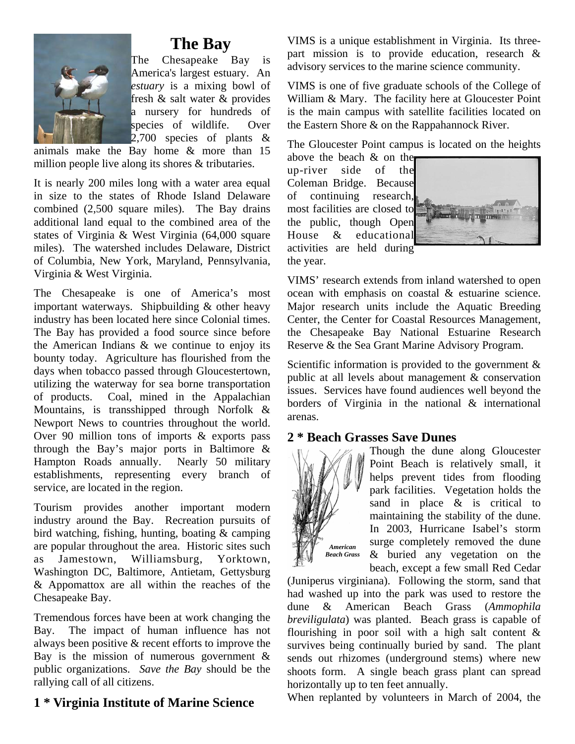## The Bay

The Chesapeake Bay is America's largest estuary. An *estuary* is a mixing bowl of fresh & salt water & provides a nursery for hundreds of species of wildlife. Over 2,700 species of plants & animals make the Bay home & more than 15 million people live along its shores & tributaries.

It is nearly 200 miles long with a water area equal in size to the states of Rhode Island Delaware combined (2,500 square miles). The Bay drains additional land equal to the combined area of the states of Virginia & West Virginia (64,000 square miles). The watershed includes Delaware, District of Columbia, New York, Maryland, Pennsylvania, Virginia & West Virginia.

The Chesapeake is one of America's most important waterways. Shipbuilding & other heavy industry has been located here since Colonial times. The Bay has provided a food source since before the American Indians & we continue to enjoy its bounty today. Agriculture has flourished from the days when tobacco passed through Gloucestertown, utilizing the waterway for sea borne transportation of products. Coal, mined in the Appalachian Mountains, is transshipped through Norfolk & Newport News to countries throughout the world. Over 90 million tons of imports & exports pass through the Bay's major ports in Baltimore & Hampton Roads annually. Nearly 50 military establishments, representing every branch of service, are located in the region.

Tourism provides another important modern industry around the Bay. Recreation pursuits of bird watching, fishing, hunting, boating & camping are popular throughout the area. Historic sites such as Jamestown, Williamsburg, Yorktown, Washington DC, Baltimore, Antietam, Gettysburg & Appomattox are all within the reaches of the Chesapeake Bay.

Tremendous forces have been at work changing the Bay. The impact of human influence has not always been positive & recent efforts to improve the Bay is the mission of numerous government & public organizations. *Save the Bay* should be the rallying call of all citizens.

### 1 * Virginia Institute of Marine Science

VIMS is a unique establishment in Virginia. Its three-part mission is to provide education, research & advisory services to the marine science community.

VIMS is one of five graduate schools of the College of William & Mary. The facility here at Gloucester Point is the main campus with satellite facilities located on the Eastern Shore & on the Rappahannock River.

The Gloucester Point campus is located on the heights above the beach & on the up-river side of the Coleman Bridge. Because of continuing research, most facilities are closed to the public, though Open House & educational activities are held during the year.

VIMS' research extends from inland watershed to open ocean with emphasis on coastal & estuarine science. Major research units include the Aquatic Breeding Center, the Center for Coastal Resources Management, the Chesapeake Bay National Estuarine Research Reserve & the Sea Grant Marine Advisory Program.

Scientific information is provided to the government & public at all levels about management & conservation issues. Services have found audiences well beyond the borders of Virginia in the national & international arenas.

### 2 * Beach Grasses Save Dunes

*American Beach Grass*

Though the dune along Gloucester Point Beach is relatively small, it helps prevent tides from flooding park facilities. Vegetation holds the sand in place & is critical to maintaining the stability of the dune. In 2003, Hurricane Isabel's storm surge completely removed the dune & buried any vegetation on the beach, except a few small Red Cedar (Juniperus virginiana). Following the storm, sand that had washed up into the park was used to restore the dune & American Beach Grass (*Ammophila breviligulata*) was planted. Beach grass is capable of flourishing in poor soil with a high salt content & survives being continually buried by sand. The plant sends out rhizomes (underground stems) where new shoots form. A single beach grass plant can spread horizontally up to ten feet annually.

When replanted by volunteers in March of 2004, the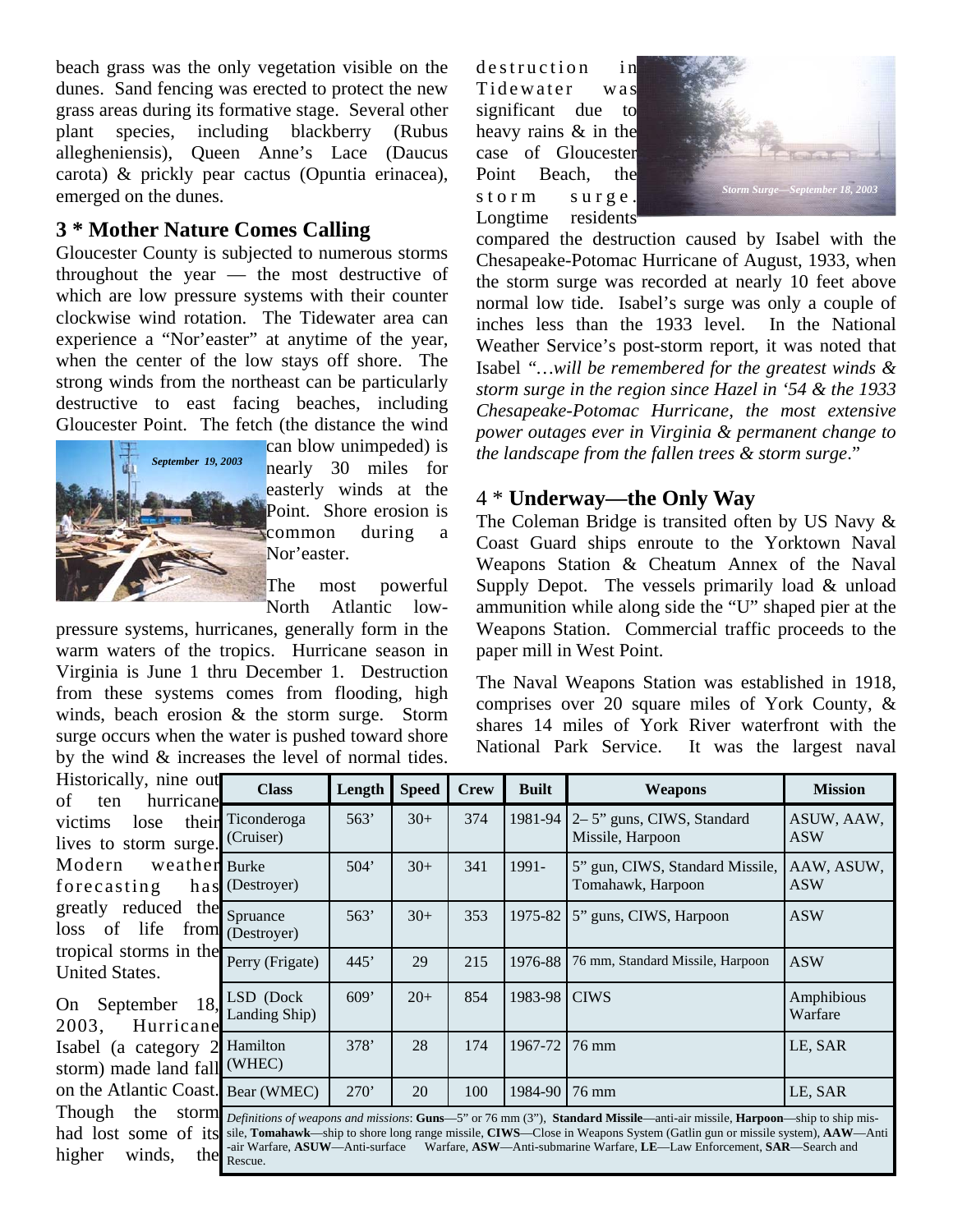beach grass was the only vegetation visible on the dunes. Sand fencing was erected to protect the new grass areas during its formative stage. Several other plant species, including blackberry (Rubus allegheniensis), Queen Anne's Lace (Daucus carota) & prickly pear cactus (Opuntia erinacea), emerged on the dunes.

## 3 * Mother Nature Comes Calling

Gloucester County is subjected to numerous storms throughout the year — the most destructive of which are low pressure systems with their counter clockwise wind rotation. The Tidewater area can experience a "Nor'easter" at anytime of the year, when the center of the low stays off shore. The strong winds from the northeast can be particularly destructive to east facing beaches, including Gloucester Point. The fetch (the distance the wind can blow unimpeded) is nearly 30 miles for easterly winds at the Point. Shore erosion is common during a Nor'easter.

*September 19, 2003*

The most powerful North Atlantic low-pressure systems, hurricanes, generally form in the warm waters of the tropics. Hurricane season in Virginia is June 1 thru December 1. Destruction from these systems comes from flooding, high winds, beach erosion & the storm surge. Storm surge occurs when the water is pushed toward shore by the wind & increases the level of normal tides. Historically, nine out of ten hurricane victims lose their lives to storm surge. Modern weather forecasting has greatly reduced the loss of life from tropical storms in the United States.

On September 18, 2003, Hurricane Isabel (a category 2 storm) made land fall on the Atlantic Coast. Though the storm had lost some of its higher winds, the destruction in Tidewater was significant due to heavy rains & in the case of Gloucester Point Beach, the storm surge. Longtime residents compared the destruction caused by Isabel with the Chesapeake-Potomac Hurricane of August, 1933, when the storm surge was recorded at nearly 10 feet above normal low tide. Isabel's surge was only a couple of inches less than the 1933 level. In the National Weather Service's post-storm report, it was noted that Isabel *"…will be remembered for the greatest winds & storm surge in the region since Hazel in '54 & the 1933 Chesapeake-Potomac Hurricane, the most extensive power outages ever in Virginia & permanent change to the landscape from the fallen trees & storm surge*."

*Storm Surge—September 18, 2003*

## 4 * Underway—the Only Way

The Coleman Bridge is transited often by US Navy & Coast Guard ships enroute to the Yorktown Naval Weapons Station & Cheatum Annex of the Naval Supply Depot. The vessels primarily load & unload ammunition while along side the "U" shaped pier at the Weapons Station. Commercial traffic proceeds to the paper mill in West Point.

The Naval Weapons Station was established in 1918, comprises over 20 square miles of York County, & shares 14 miles of York River waterfront with the National Park Service. It was the largest naval

| Class | Length | Speed | Crew | Built | Weapons | Mission |
|---|---|---|---|---|---|---|
| Ticonderoga (Cruiser) | 563' | 30+ | 374 | 1981-94 | 2– 5" guns, CIWS, Standard Missile, Harpoon | ASUW, AAW, ASW |
| Burke (Destroyer) | 504' | 30+ | 341 | 1991- | 5" gun, CIWS, Standard Missile, Tomahawk, Harpoon | AAW, ASUW, ASW |
| Spruance (Destroyer) | 563' | 30+ | 353 | 1975-82 | 5" guns, CIWS, Harpoon | ASW |
| Perry (Frigate) | 445' | 29 | 215 | 1976-88 | 76 mm, Standard Missile, Harpoon | ASW |
| LSD (Dock Landing Ship) | 609' | 20+ | 854 | 1983-98 | CIWS | Amphibious Warfare |
| Hamilton (WHEC) | 378' | 28 | 174 | 1967-72 | 76 mm | LE, SAR |
| Bear (WMEC) | 270' | 20 | 100 | 1984-90 | 76 mm | LE, SAR |

*Definitions of weapons and missions*: **Guns**—5" or 76 mm (3"), **Standard Missile**—anti-air missile, **Harpoon**—ship to ship missile, **Tomahawk**—ship to shore long range missile, **CIWS**—Close in Weapons System (Gatlin gun or missile system), **AAW**—Anti-air Warfare, **ASUW**—Anti-surface Warfare, **ASW**—Anti-submarine Warfare, **LE**—Law Enforcement, **SAR**—Search and Rescue.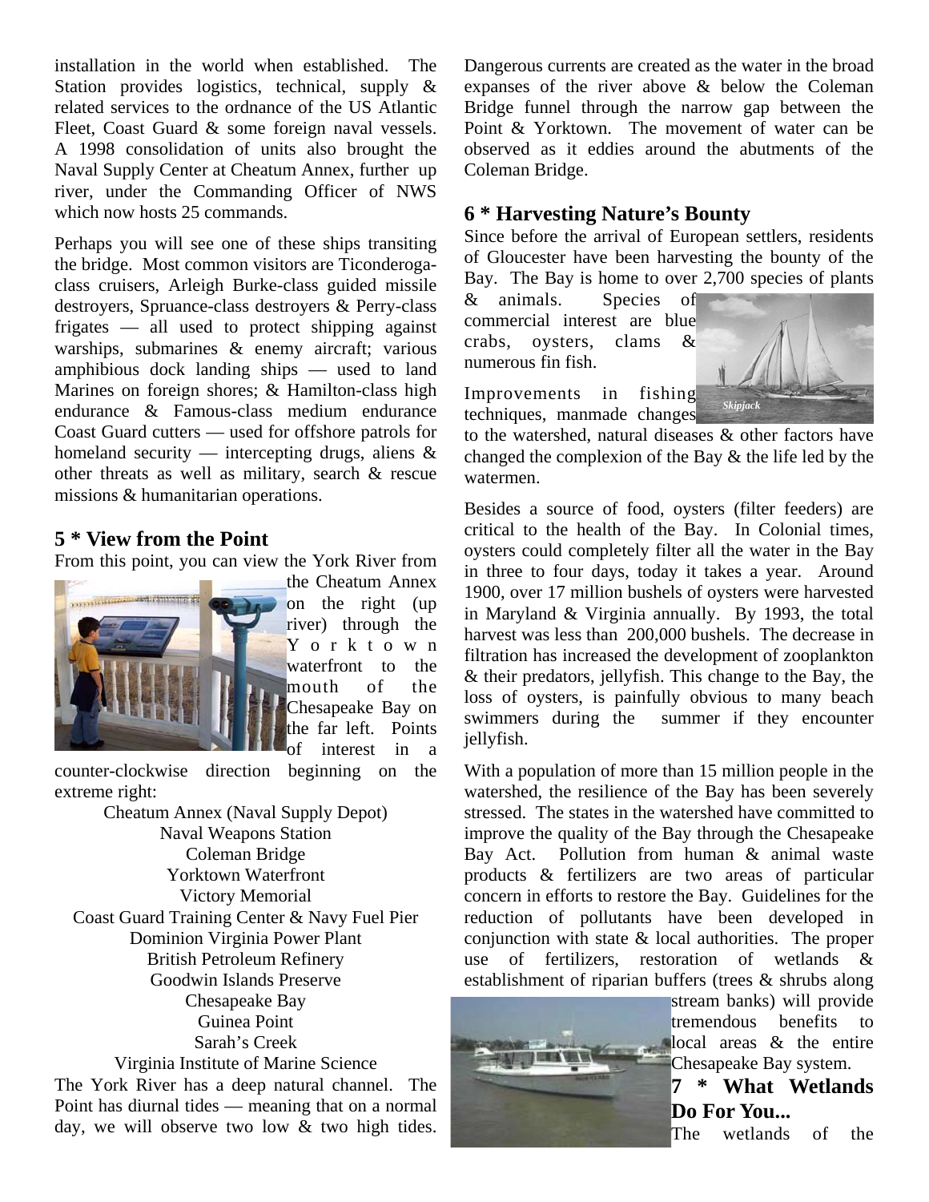installation in the world when established. The Station provides logistics, technical, supply & related services to the ordnance of the US Atlantic Fleet, Coast Guard & some foreign naval vessels. A 1998 consolidation of units also brought the Naval Supply Center at Cheatum Annex, further up river, under the Commanding Officer of NWS which now hosts 25 commands.

Perhaps you will see one of these ships transiting the bridge. Most common visitors are Ticonderoga-class cruisers, Arleigh Burke-class guided missile destroyers, Spruance-class destroyers & Perry-class frigates — all used to protect shipping against warships, submarines & enemy aircraft; various amphibious dock landing ships — used to land Marines on foreign shores; & Hamilton-class high endurance & Famous-class medium endurance Coast Guard cutters — used for offshore patrols for homeland security — intercepting drugs, aliens & other threats as well as military, search & rescue missions & humanitarian operations.

## 5 * View from the Point

From this point, you can view the York River from the Cheatum Annex on the right (up river) through the Yorktown waterfront to the mouth of the Chesapeake Bay on the far left. Points of interest in a counter-clockwise direction beginning on the extreme right:

Cheatum Annex (Naval Supply Depot)
Naval Weapons Station
Coleman Bridge
Yorktown Waterfront
Victory Memorial
Coast Guard Training Center & Navy Fuel Pier
Dominion Virginia Power Plant
British Petroleum Refinery
Goodwin Islands Preserve
Chesapeake Bay
Guinea Point
Sarah's Creek
Virginia Institute of Marine Science

The York River has a deep natural channel. The Point has diurnal tides — meaning that on a normal day, we will observe two low & two high tides. Dangerous currents are created as the water in the broad expanses of the river above & below the Coleman Bridge funnel through the narrow gap between the Point & Yorktown. The movement of water can be observed as it eddies around the abutments of the Coleman Bridge.

## 6 * Harvesting Nature's Bounty

Since before the arrival of European settlers, residents of Gloucester have been harvesting the bounty of the Bay. The Bay is home to over 2,700 species of plants & animals. Species of commercial interest are blue crabs, oysters, clams & numerous fin fish.

*Skipjack*

Improvements in fishing techniques, manmade changes to the watershed, natural diseases & other factors have changed the complexion of the Bay & the life led by the watermen.

Besides a source of food, oysters (filter feeders) are critical to the health of the Bay. In Colonial times, oysters could completely filter all the water in the Bay in three to four days, today it takes a year. Around 1900, over 17 million bushels of oysters were harvested in Maryland & Virginia annually. By 1993, the total harvest was less than 200,000 bushels. The decrease in filtration has increased the development of zooplankton & their predators, jellyfish. This change to the Bay, the loss of oysters, is painfully obvious to many beach swimmers during the summer if they encounter jellyfish.

With a population of more than 15 million people in the watershed, the resilience of the Bay has been severely stressed. The states in the watershed have committed to improve the quality of the Bay through the Chesapeake Bay Act. Pollution from human & animal waste products & fertilizers are two areas of particular concern in efforts to restore the Bay. Guidelines for the reduction of pollutants have been developed in conjunction with state & local authorities. The proper use of fertilizers, restoration of wetlands & establishment of riparian buffers (trees & shrubs along stream banks) will provide tremendous benefits to local areas & the entire Chesapeake Bay system.

## 7 * What Wetlands Do For You...

The wetlands of the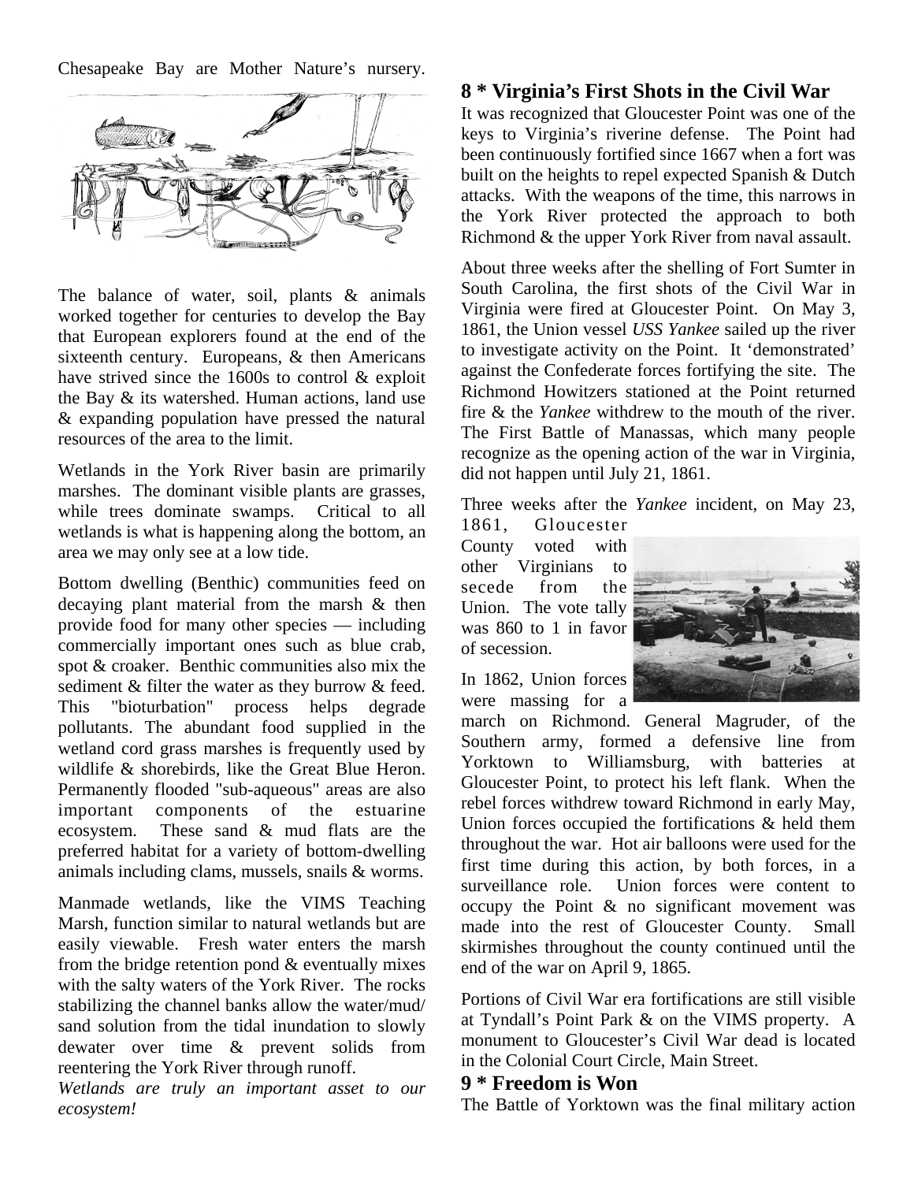Chesapeake Bay are Mother Nature's nursery.

The balance of water, soil, plants & animals worked together for centuries to develop the Bay that European explorers found at the end of the sixteenth century. Europeans, & then Americans have strived since the 1600s to control & exploit the Bay & its watershed. Human actions, land use & expanding population have pressed the natural resources of the area to the limit.

Wetlands in the York River basin are primarily marshes. The dominant visible plants are grasses, while trees dominate swamps. Critical to all wetlands is what is happening along the bottom, an area we may only see at a low tide.

Bottom dwelling (Benthic) communities feed on decaying plant material from the marsh & then provide food for many other species — including commercially important ones such as blue crab, spot & croaker. Benthic communities also mix the sediment & filter the water as they burrow & feed. This "bioturbation" process helps degrade pollutants. The abundant food supplied in the wetland cord grass marshes is frequently used by wildlife & shorebirds, like the Great Blue Heron. Permanently flooded "sub-aqueous" areas are also important components of the estuarine ecosystem. These sand & mud flats are the preferred habitat for a variety of bottom-dwelling animals including clams, mussels, snails & worms.

Manmade wetlands, like the VIMS Teaching Marsh, function similar to natural wetlands but are easily viewable. Fresh water enters the marsh from the bridge retention pond & eventually mixes with the salty waters of the York River. The rocks stabilizing the channel banks allow the water/mud/sand solution from the tidal inundation to slowly dewater over time & prevent solids from reentering the York River through runoff.

*Wetlands are truly an important asset to our ecosystem!*

## 8 * Virginia's First Shots in the Civil War

It was recognized that Gloucester Point was one of the keys to Virginia's riverine defense. The Point had been continuously fortified since 1667 when a fort was built on the heights to repel expected Spanish & Dutch attacks. With the weapons of the time, this narrows in the York River protected the approach to both Richmond & the upper York River from naval assault.

About three weeks after the shelling of Fort Sumter in South Carolina, the first shots of the Civil War in Virginia were fired at Gloucester Point. On May 3, 1861, the Union vessel *USS Yankee* sailed up the river to investigate activity on the Point. It 'demonstrated' against the Confederate forces fortifying the site. The Richmond Howitzers stationed at the Point returned fire & the *Yankee* withdrew to the mouth of the river. The First Battle of Manassas, which many people recognize as the opening action of the war in Virginia, did not happen until July 21, 1861.

Three weeks after the *Yankee* incident, on May 23, 1861, Gloucester County voted with other Virginians to secede from the Union. The vote tally was 860 to 1 in favor of secession.

In 1862, Union forces were massing for a march on Richmond. General Magruder, of the Southern army, formed a defensive line from Yorktown to Williamsburg, with batteries at Gloucester Point, to protect his left flank. When the rebel forces withdrew toward Richmond in early May, Union forces occupied the fortifications & held them throughout the war. Hot air balloons were used for the first time during this action, by both forces, in a surveillance role. Union forces were content to occupy the Point & no significant movement was made into the rest of Gloucester County. Small skirmishes throughout the county continued until the end of the war on April 9, 1865.

Portions of Civil War era fortifications are still visible at Tyndall's Point Park & on the VIMS property. A monument to Gloucester's Civil War dead is located in the Colonial Court Circle, Main Street.

## 9 * Freedom is Won

The Battle of Yorktown was the final military action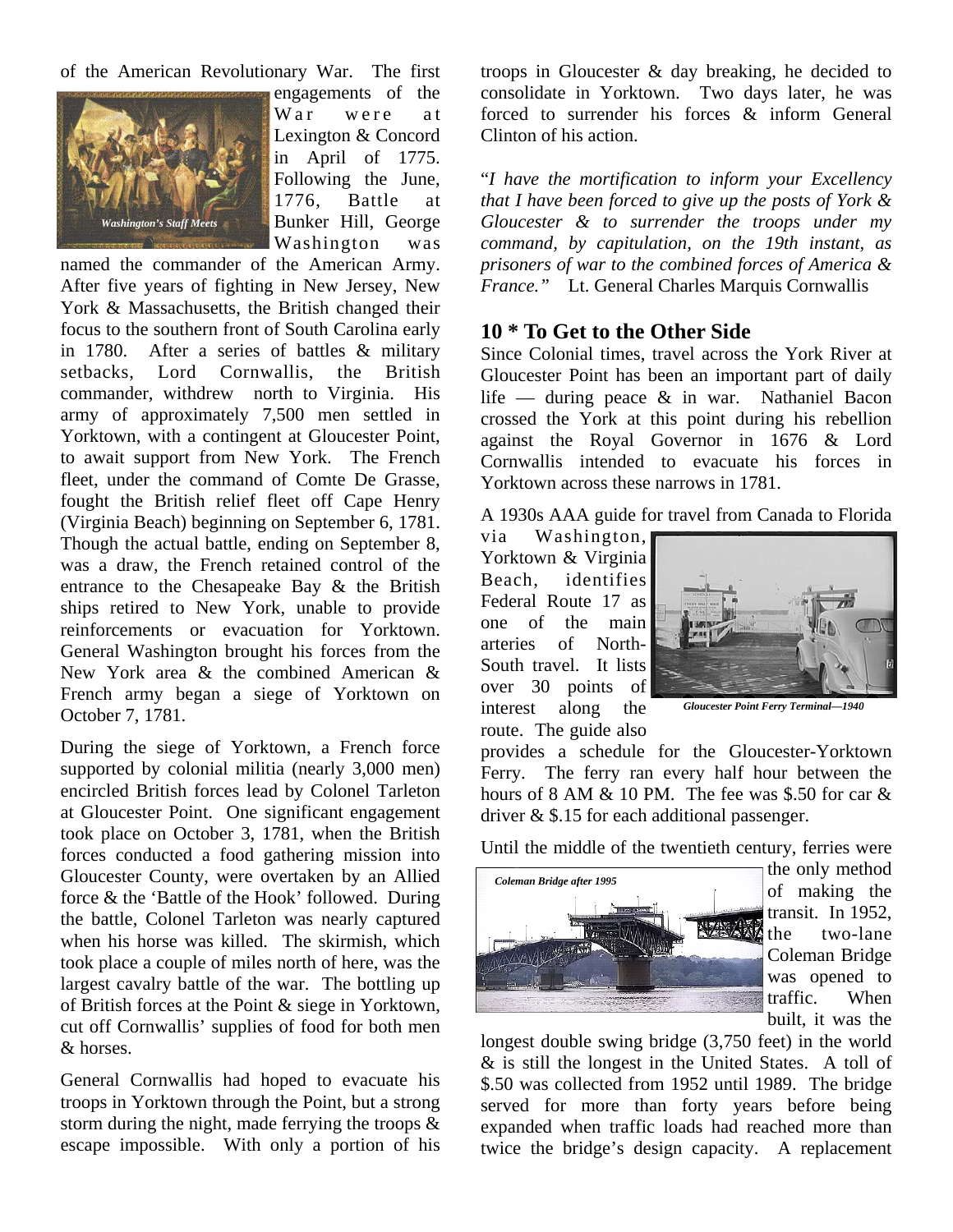of the American Revolutionary War. The first engagements of the War were at Lexington & Concord in April of 1775. Following the June, 1776, Battle at Bunker Hill, George Washington was named the commander of the American Army. After five years of fighting in New Jersey, New York & Massachusetts, the British changed their focus to the southern front of South Carolina early in 1780. After a series of battles & military setbacks, Lord Cornwallis, the British commander, withdrew north to Virginia. His army of approximately 7,500 men settled in Yorktown, with a contingent at Gloucester Point, to await support from New York. The French fleet, under the command of Comte De Grasse, fought the British relief fleet off Cape Henry (Virginia Beach) beginning on September 6, 1781. Though the actual battle, ending on September 8, was a draw, the French retained control of the entrance to the Chesapeake Bay & the British ships retired to New York, unable to provide reinforcements or evacuation for Yorktown. General Washington brought his forces from the New York area & the combined American & French army began a siege of Yorktown on October 7, 1781.

*Washington's Staff Meets*

During the siege of Yorktown, a French force supported by colonial militia (nearly 3,000 men) encircled British forces lead by Colonel Tarleton at Gloucester Point. One significant engagement took place on October 3, 1781, when the British forces conducted a food gathering mission into Gloucester County, were overtaken by an Allied force & the 'Battle of the Hook' followed. During the battle, Colonel Tarleton was nearly captured when his horse was killed. The skirmish, which took place a couple of miles north of here, was the largest cavalry battle of the war. The bottling up of British forces at the Point & siege in Yorktown, cut off Cornwallis' supplies of food for both men & horses.

General Cornwallis had hoped to evacuate his troops in Yorktown through the Point, but a strong storm during the night, made ferrying the troops & escape impossible. With only a portion of his troops in Gloucester & day breaking, he decided to consolidate in Yorktown. Two days later, he was forced to surrender his forces & inform General Clinton of his action.

"*I have the mortification to inform your Excellency that I have been forced to give up the posts of York & Gloucester & to surrender the troops under my command, by capitulation, on the 19th instant, as prisoners of war to the combined forces of America & France."* Lt. General Charles Marquis Cornwallis

## 10 * To Get to the Other Side

Since Colonial times, travel across the York River at Gloucester Point has been an important part of daily life — during peace & in war. Nathaniel Bacon crossed the York at this point during his rebellion against the Royal Governor in 1676 & Lord Cornwallis intended to evacuate his forces in Yorktown across these narrows in 1781.

A 1930s AAA guide for travel from Canada to Florida via Washington, Yorktown & Virginia Beach, identifies Federal Route 17 as one of the main arteries of North-South travel. It lists over 30 points of interest along the route. The guide also provides a schedule for the Gloucester-Yorktown Ferry. The ferry ran every half hour between the hours of 8 AM & 10 PM. The fee was $.50 for car & driver & $.15 for each additional passenger.

*Gloucester Point Ferry Terminal—1940*

Until the middle of the twentieth century, ferries were the only method of making the transit. In 1952, the two-lane Coleman Bridge was opened to traffic. When built, it was the longest double swing bridge (3,750 feet) in the world & is still the longest in the United States. A toll of $.50 was collected from 1952 until 1989. The bridge served for more than forty years before being expanded when traffic loads had reached more than twice the bridge's design capacity. A replacement

*Coleman Bridge after 1995*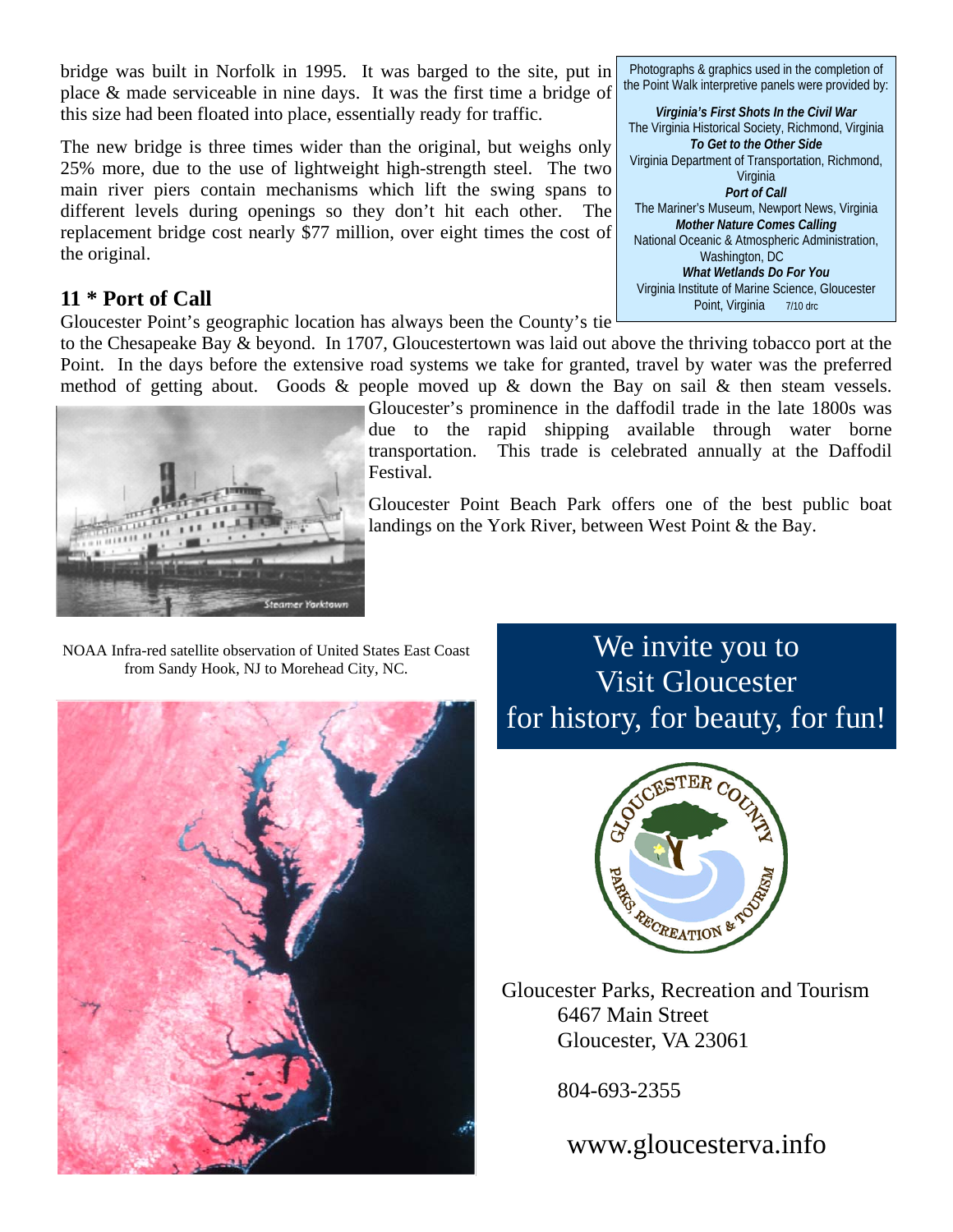bridge was built in Norfolk in 1995. It was barged to the site, put in place & made serviceable in nine days. It was the first time a bridge of this size had been floated into place, essentially ready for traffic.

The new bridge is three times wider than the original, but weighs only 25% more, due to the use of lightweight high-strength steel. The two main river piers contain mechanisms which lift the swing spans to different levels during openings so they don't hit each other. The replacement bridge cost nearly $77 million, over eight times the cost of the original.

Photographs & graphics used in the completion of the Point Walk interpretive panels were provided by:

***Virginia's First Shots In the Civil War***
The Virginia Historical Society, Richmond, Virginia
***To Get to the Other Side***
Virginia Department of Transportation, Richmond, Virginia
***Port of Call***
The Mariner's Museum, Newport News, Virginia
***Mother Nature Comes Calling***
National Oceanic & Atmospheric Administration, Washington, DC
***What Wetlands Do For You***
Virginia Institute of Marine Science, Gloucester Point, Virginia 7/10 drc

## 11 * Port of Call

Gloucester Point's geographic location has always been the County's tie to the Chesapeake Bay & beyond. In 1707, Gloucestertown was laid out above the thriving tobacco port at the Point. In the days before the extensive road systems we take for granted, travel by water was the preferred method of getting about. Goods & people moved up & down the Bay on sail & then steam vessels. Gloucester's prominence in the daffodil trade in the late 1800s was due to the rapid shipping available through water borne transportation. This trade is celebrated annually at the Daffodil Festival.

Steamer Yorktown

Gloucester Point Beach Park offers one of the best public boat landings on the York River, between West Point & the Bay.

NOAA Infra-red satellite observation of United States East Coast from Sandy Hook, NJ to Morehead City, NC.

We invite you to
Visit Gloucester
for history, for beauty, for fun!

GLOUCESTER COUNTY PARKS, RECREATION & TOURISM

Gloucester Parks, Recreation and Tourism
6467 Main Street
Gloucester, VA 23061

804-693-2355

www.gloucesterva.info